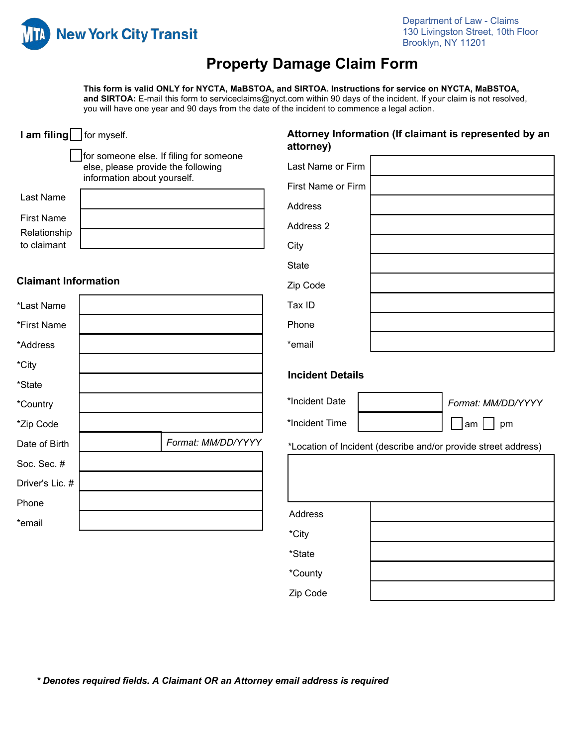New York City Transit

Department of Law - Claims
130 Livingston Street, 10th Floor
Brooklyn, NY 11201

# Property Damage Claim Form

**This form is valid ONLY for NYCTA, MaBSTOA, and SIRTOA. Instructions for service on NYCTA, MaBSTOA, and SIRTOA:** E-mail this form to serviceclaims@nyct.com within 90 days of the incident. If your claim is not resolved, you will have one year and 90 days from the date of the incident to commence a legal action.

**I am filing** ☐ for myself.

☐ for someone else. If filing for someone else, please provide the following information about yourself.

| | |
|---|---|
| Last Name | |
| First Name | |
| Relationship to claimant | |

### Claimant Information

| | |
|---|---|
| *Last Name | |
| *First Name | |
| *Address | |
| *City | |
| *State | |
| *Country | |
| *Zip Code | |
| Date of Birth | *Format: MM/DD/YYYY* |
| Soc. Sec. # | |
| Driver's Lic. # | |
| Phone | |
| *email | |

### Attorney Information (If claimant is represented by an attorney)

| | |
|---|---|
| Last Name or Firm | |
| First Name or Firm | |
| Address | |
| Address 2 | |
| City | |
| State | |
| Zip Code | |
| Tax ID | |
| Phone | |
| *email | |

### Incident Details

| | | |
|---|---|---|
| *Incident Date | | *Format: MM/DD/YYYY* |
| *Incident Time | | ☐ am ☐ pm |

*Location of Incident (describe and/or provide street address)

| | |
|---|---|
| Address | |
| *City | |
| *State | |
| *County | |
| Zip Code | |

***\* Denotes required fields. A Claimant OR an Attorney email address is required***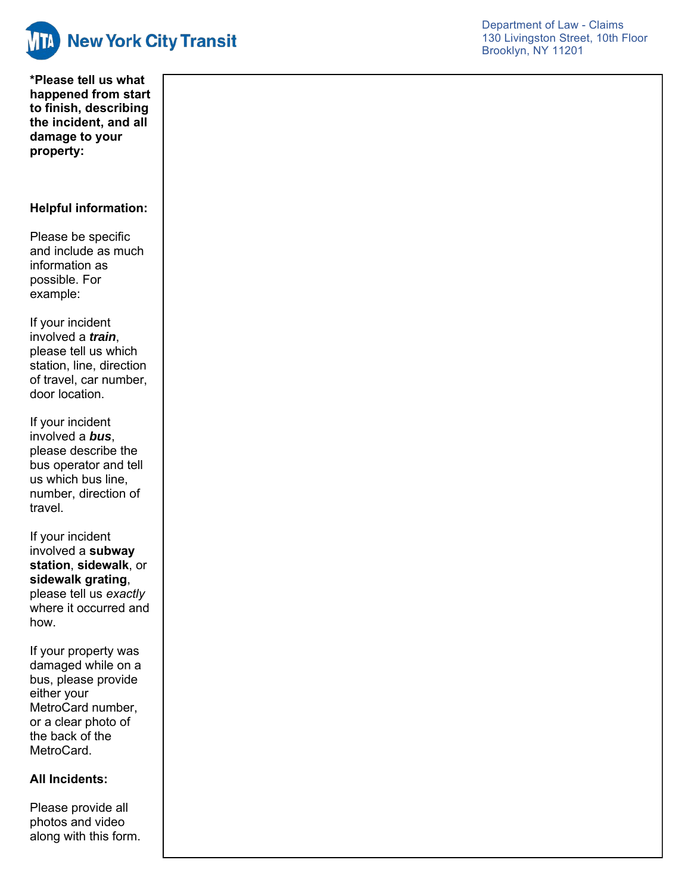New York City Transit

Department of Law - Claims
130 Livingston Street, 10th Floor
Brooklyn, NY 11201

**\*Please tell us what happened from start to finish, describing the incident, and all damage to your property:**

**Helpful information:**

Please be specific and include as much information as possible. For example:

If your incident involved a ***train***, please tell us which station, line, direction of travel, car number, door location.

If your incident involved a ***bus***, please describe the bus operator and tell us which bus line, number, direction of travel.

If your incident involved a **subway station**, **sidewalk**, or **sidewalk grating**, please tell us *exactly* where it occurred and how.

If your property was damaged while on a bus, please provide either your MetroCard number, or a clear photo of the back of the MetroCard.

**All Incidents:**

Please provide all photos and video along with this form.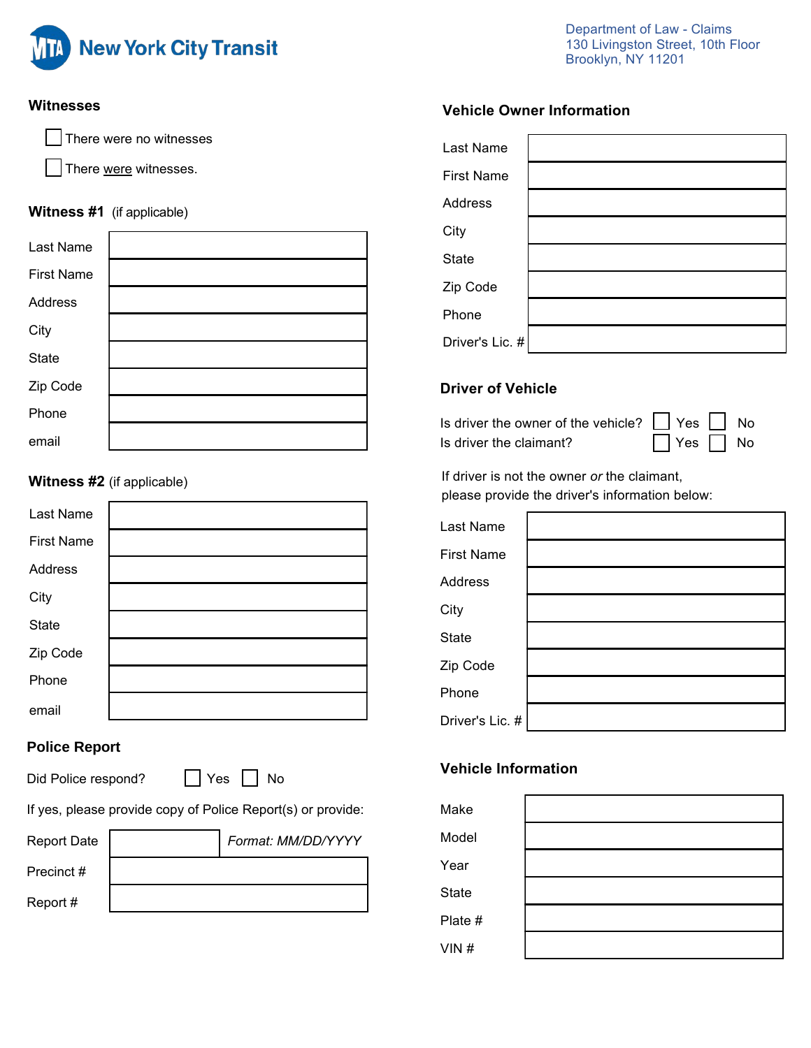New York City Transit

Department of Law - Claims
130 Livingston Street, 10th Floor
Brooklyn, NY 11201

## Witnesses

☐ There were no witnesses

☐ There were witnesses.

### Witness #1 (if applicable)

| | |
|---|---|
| Last Name | |
| First Name | |
| Address | |
| City | |
| State | |
| Zip Code | |
| Phone | |
| email | |

### Witness #2 (if applicable)

| | |
|---|---|
| Last Name | |
| First Name | |
| Address | |
| City | |
| State | |
| Zip Code | |
| Phone | |
| email | |

## Police Report

Did Police respond? ☐ Yes ☐ No

If yes, please provide copy of Police Report(s) or provide:

| | |
|---|---|
| Report Date | *Format: MM/DD/YYYY* |
| Precinct # | |
| Report # | |

## Vehicle Owner Information

| | |
|---|---|
| Last Name | |
| First Name | |
| Address | |
| City | |
| State | |
| Zip Code | |
| Phone | |
| Driver's Lic. # | |

## Driver of Vehicle

Is driver the owner of the vehicle? ☐ Yes ☐ No

Is driver the claimant? ☐ Yes ☐ No

If driver is not the owner *or* the claimant, please provide the driver's information below:

| | |
|---|---|
| Last Name | |
| First Name | |
| Address | |
| City | |
| State | |
| Zip Code | |
| Phone | |
| Driver's Lic. # | |

## Vehicle Information

| | |
|---|---|
| Make | |
| Model | |
| Year | |
| State | |
| Plate # | |
| VIN # | |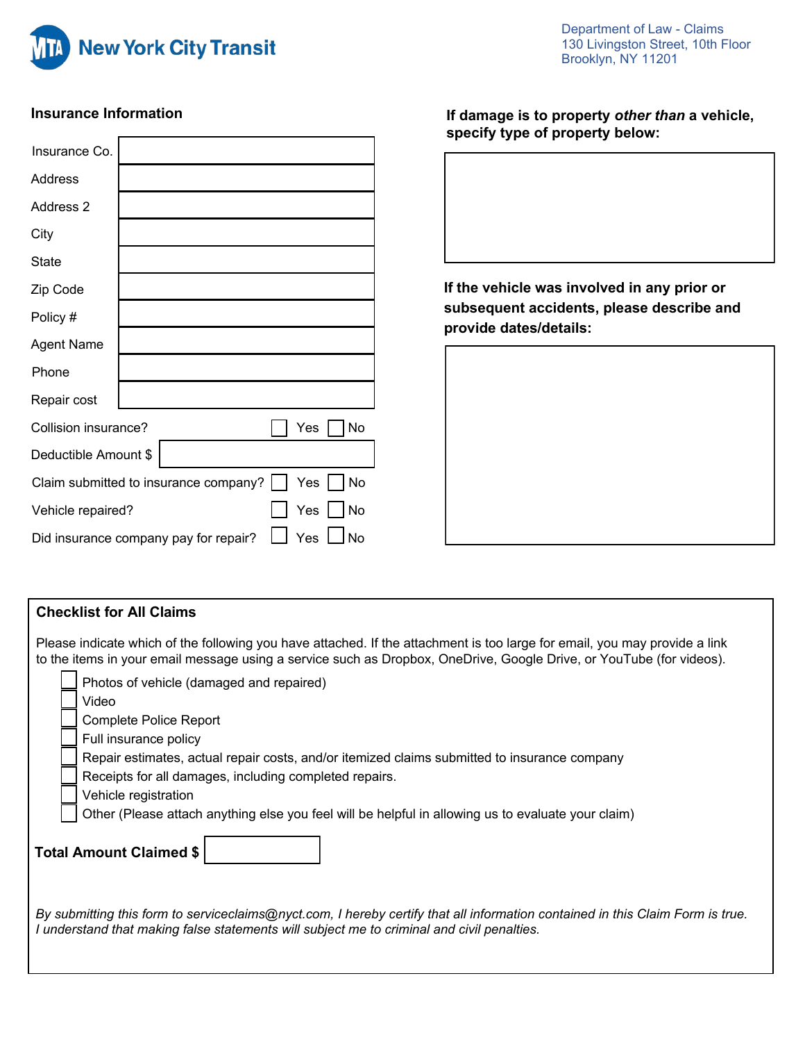New York City Transit

Department of Law - Claims
130 Livingston Street, 10th Floor
Brooklyn, NY 11201

## Insurance Information

| | |
|---|---|
| Insurance Co. | |
| Address | |
| Address 2 | |
| City | |
| State | |
| Zip Code | |
| Policy # | |
| Agent Name | |
| Phone | |
| Repair cost | |

Collision insurance? ☐ Yes ☐ No

Deductible Amount $ ____________

Claim submitted to insurance company? ☐ Yes ☐ No

Vehicle repaired? ☐ Yes ☐ No

Did insurance company pay for repair? ☐ Yes ☐ No

**If damage is to property *other than* a vehicle, specify type of property below:**

**If the vehicle was involved in any prior or subsequent accidents, please describe and provide dates/details:**

## Checklist for All Claims

Please indicate which of the following you have attached. If the attachment is too large for email, you may provide a link to the items in your email message using a service such as Dropbox, OneDrive, Google Drive, or YouTube (for videos).

- ☐ Photos of vehicle (damaged and repaired)
- ☐ Video
- ☐ Complete Police Report
- ☐ Full insurance policy
- ☐ Repair estimates, actual repair costs, and/or itemized claims submitted to insurance company
- ☐ Receipts for all damages, including completed repairs.
- ☐ Vehicle registration
- ☐ Other (Please attach anything else you feel will be helpful in allowing us to evaluate your claim)

**Total Amount Claimed $** ____________

*By submitting this form to serviceclaims@nyct.com, I hereby certify that all information contained in this Claim Form is true. I understand that making false statements will subject me to criminal and civil penalties.*